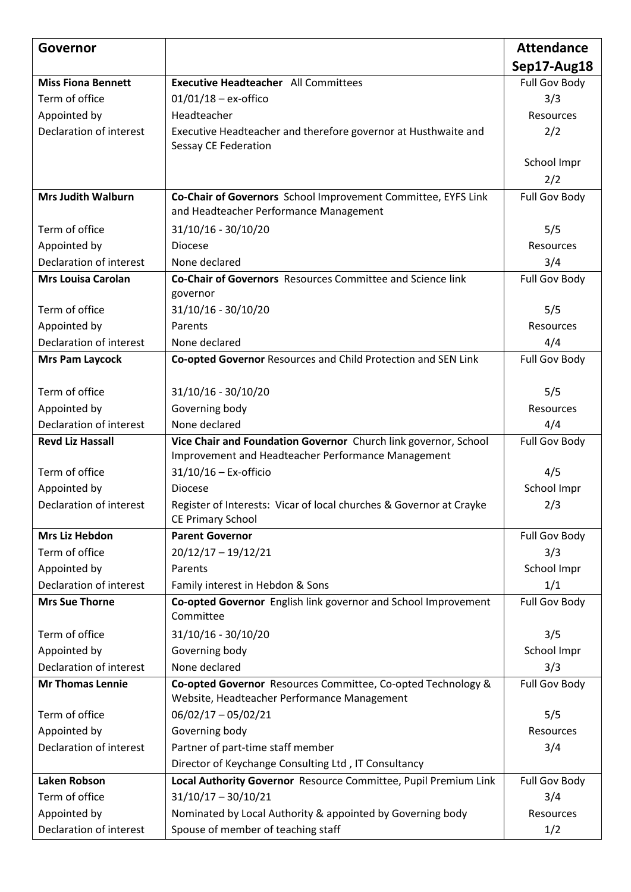| Governor | | Attendance Sep17-Aug18 |
|---|---|---|
| **Miss Fiona Bennett** | **Executive Headteacher** All Committees | Full Gov Body |
| Term of office | 01/01/18 – ex-offico | 3/3 |
| Appointed by | Headteacher | Resources |
| Declaration of interest | Executive Headteacher and therefore governor at Husthwaite and Sessay CE Federation | 2/2 |
| | | School Impr |
| | | 2/2 |
| **Mrs Judith Walburn** | **Co-Chair of Governors** School Improvement Committee, EYFS Link and Headteacher Performance Management | Full Gov Body |
| Term of office | 31/10/16 - 30/10/20 | 5/5 |
| Appointed by | Diocese | Resources |
| Declaration of interest | None declared | 3/4 |
| **Mrs Louisa Carolan** | **Co-Chair of Governors** Resources Committee and Science link governor | Full Gov Body |
| Term of office | 31/10/16 - 30/10/20 | 5/5 |
| Appointed by | Parents | Resources |
| Declaration of interest | None declared | 4/4 |
| **Mrs Pam Laycock** | **Co-opted Governor** Resources and Child Protection and SEN Link | Full Gov Body |
| Term of office | 31/10/16 - 30/10/20 | 5/5 |
| Appointed by | Governing body | Resources |
| Declaration of interest | None declared | 4/4 |
| **Revd Liz Hassall** | **Vice Chair and Foundation Governor** Church link governor, School Improvement and Headteacher Performance Management | Full Gov Body |
| Term of office | 31/10/16 – Ex-officio | 4/5 |
| Appointed by | Diocese | School Impr |
| Declaration of interest | Register of Interests: Vicar of local churches & Governor at Crayke CE Primary School | 2/3 |
| **Mrs Liz Hebdon** | **Parent Governor** | Full Gov Body |
| Term of office | 20/12/17 – 19/12/21 | 3/3 |
| Appointed by | Parents | School Impr |
| Declaration of interest | Family interest in Hebdon & Sons | 1/1 |
| **Mrs Sue Thorne** | **Co-opted Governor** English link governor and School Improvement Committee | Full Gov Body |
| Term of office | 31/10/16 - 30/10/20 | 3/5 |
| Appointed by | Governing body | School Impr |
| Declaration of interest | None declared | 3/3 |
| **Mr Thomas Lennie** | **Co-opted Governor** Resources Committee, Co-opted Technology & Website, Headteacher Performance Management | Full Gov Body |
| Term of office | 06/02/17 – 05/02/21 | 5/5 |
| Appointed by | Governing body | Resources |
| Declaration of interest | Partner of part-time staff member | 3/4 |
| | Director of Keychange Consulting Ltd , IT Consultancy | |
| **Laken Robson** | **Local Authority Governor** Resource Committee, Pupil Premium Link | Full Gov Body |
| Term of office | 31/10/17 – 30/10/21 | 3/4 |
| Appointed by | Nominated by Local Authority & appointed by Governing body | Resources |
| Declaration of interest | Spouse of member of teaching staff | 1/2 |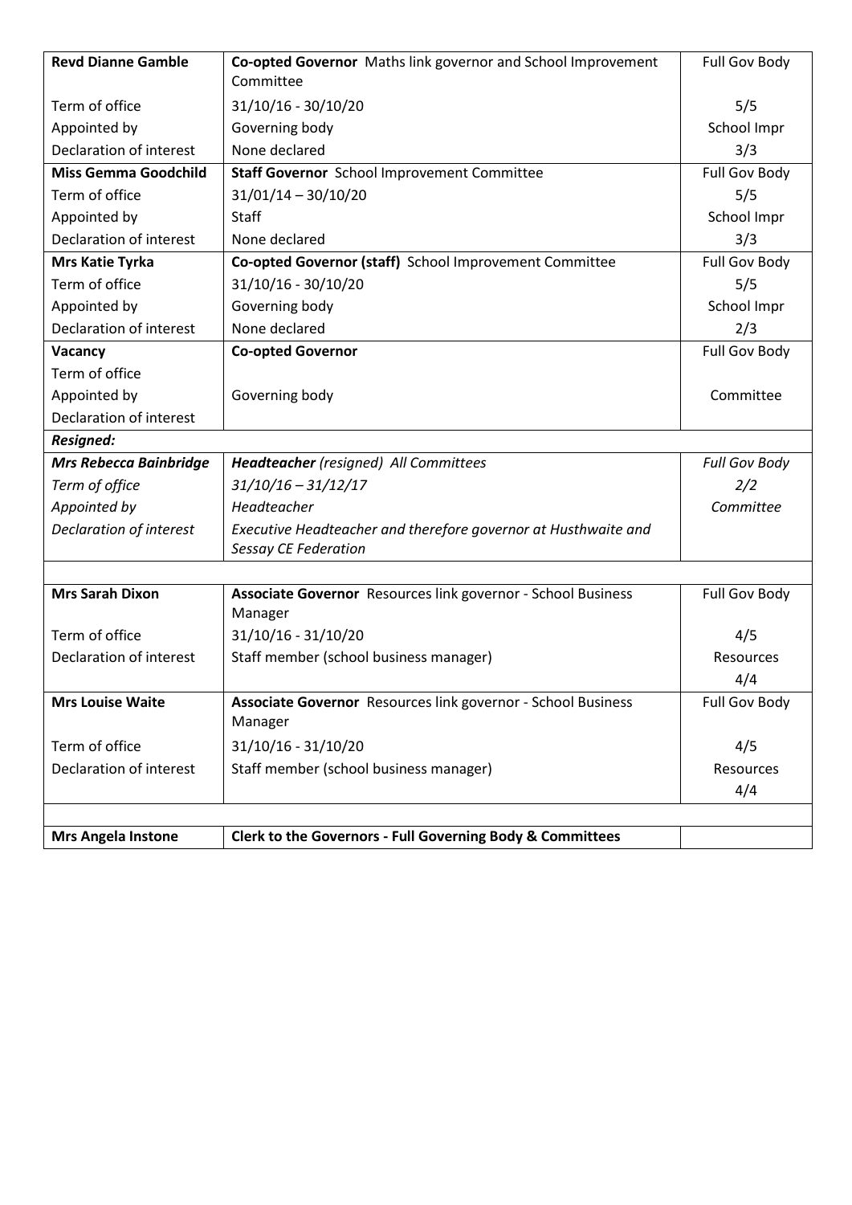| | | |
|---|---|---|
| **Revd Dianne Gamble** | **Co-opted Governor** Maths link governor and School Improvement Committee | Full Gov Body |
| Term of office | 31/10/16 - 30/10/20 | 5/5 |
| Appointed by | Governing body | School Impr |
| Declaration of interest | None declared | 3/3 |
| **Miss Gemma Goodchild** | **Staff Governor** School Improvement Committee | Full Gov Body |
| Term of office | 31/01/14 – 30/10/20 | 5/5 |
| Appointed by | Staff | School Impr |
| Declaration of interest | None declared | 3/3 |
| **Mrs Katie Tyrka** | **Co-opted Governor (staff)** School Improvement Committee | Full Gov Body |
| Term of office | 31/10/16 - 30/10/20 | 5/5 |
| Appointed by | Governing body | School Impr |
| Declaration of interest | None declared | 2/3 |
| **Vacancy** | **Co-opted Governor** | Full Gov Body |
| Term of office | | |
| Appointed by | Governing body | Committee |
| Declaration of interest | | |
| ***Resigned:*** | | |
| ***Mrs Rebecca Bainbridge*** | ***Headteacher*** *(resigned) All Committees* | *Full Gov Body* |
| *Term of office* | *31/10/16 – 31/12/17* | *2/2* |
| *Appointed by* | *Headteacher* | *Committee* |
| *Declaration of interest* | *Executive Headteacher and therefore governor at Husthwaite and Sessay CE Federation* | |
| | | |
| **Mrs Sarah Dixon** | **Associate Governor** Resources link governor - School Business Manager | Full Gov Body |
| Term of office | 31/10/16 - 31/10/20 | 4/5 |
| Declaration of interest | Staff member (school business manager) | Resources 4/4 |
| **Mrs Louise Waite** | **Associate Governor** Resources link governor - School Business Manager | Full Gov Body |
| Term of office | 31/10/16 - 31/10/20 | 4/5 |
| Declaration of interest | Staff member (school business manager) | Resources 4/4 |
| | | |
| **Mrs Angela Instone** | **Clerk to the Governors - Full Governing Body & Committees** | |